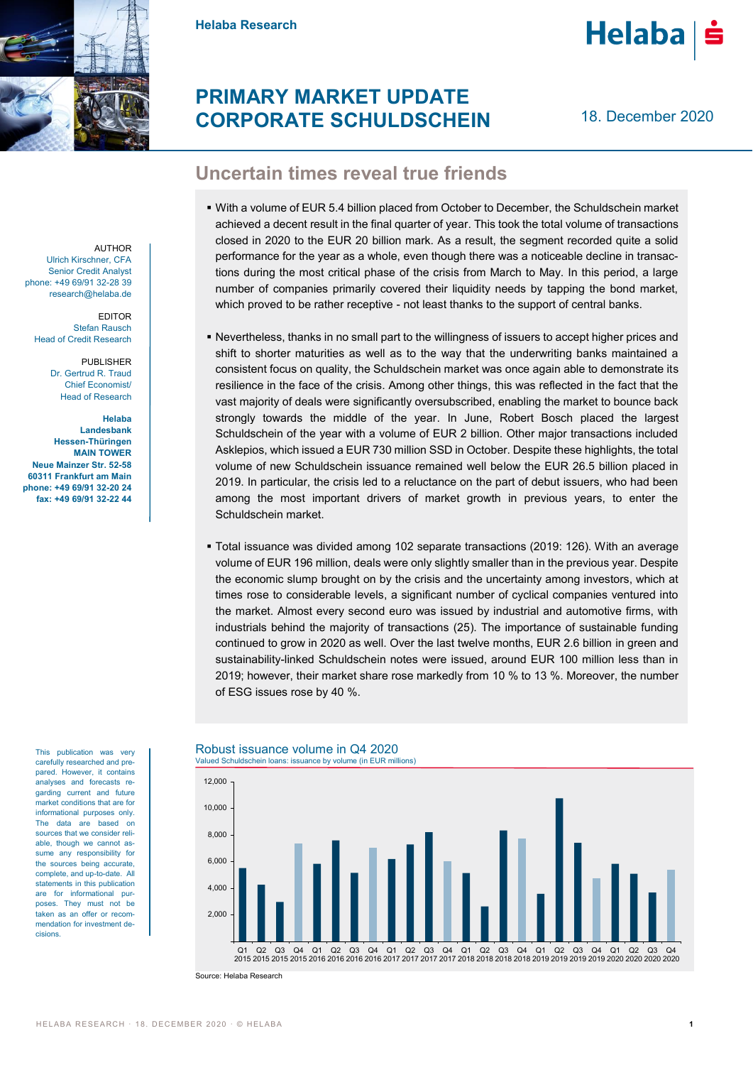Helaba Research

# PRIMARY MARKET UPDATE CORPORATE SCHULDSCHEIN

18. December 2020

AUTHOR
Ulrich Kirschner, CFA
Senior Credit Analyst
phone: +49 69/91 32-28 39
research@helaba.de

EDITOR
Stefan Rausch
Head of Credit Research

PUBLISHER
Dr. Gertrud R. Traud
Chief Economist/
Head of Research

**Helaba Landesbank Hessen-Thüringen**
**MAIN TOWER**
**Neue Mainzer Str. 52-58**
**60311 Frankfurt am Main**
**phone: +49 69/91 32-20 24**
**fax: +49 69/91 32-22 44**

This publication was very carefully researched and prepared. However, it contains analyses and forecasts regarding current and future market conditions that are for informational purposes only. The data are based on sources that we consider reliable, though we cannot assume any responsibility for the sources being accurate, complete, and up-to-date. All statements in this publication are for informational purposes. They must not be taken as an offer or recommendation for investment decisions.

## Uncertain times reveal true friends

- With a volume of EUR 5.4 billion placed from October to December, the Schuldschein market achieved a decent result in the final quarter of year. This took the total volume of transactions closed in 2020 to the EUR 20 billion mark. As a result, the segment recorded quite a solid performance for the year as a whole, even though there was a noticeable decline in transactions during the most critical phase of the crisis from March to May. In this period, a large number of companies primarily covered their liquidity needs by tapping the bond market, which proved to be rather receptive - not least thanks to the support of central banks.

- Nevertheless, thanks in no small part to the willingness of issuers to accept higher prices and shift to shorter maturities as well as to the way that the underwriting banks maintained a consistent focus on quality, the Schuldschein market was once again able to demonstrate its resilience in the face of the crisis. Among other things, this was reflected in the fact that the vast majority of deals were significantly oversubscribed, enabling the market to bounce back strongly towards the middle of the year. In June, Robert Bosch placed the largest Schuldschein of the year with a volume of EUR 2 billion. Other major transactions included Asklepios, which issued a EUR 730 million SSD in October. Despite these highlights, the total volume of new Schuldschein issuance remained well below the EUR 26.5 billion placed in 2019. In particular, the crisis led to a reluctance on the part of debut issuers, who had been among the most important drivers of market growth in previous years, to enter the Schuldschein market.

- Total issuance was divided among 102 separate transactions (2019: 126). With an average volume of EUR 196 million, deals were only slightly smaller than in the previous year. Despite the economic slump brought on by the crisis and the uncertainty among investors, which at times rose to considerable levels, a significant number of cyclical companies ventured into the market. Almost every second euro was issued by industrial and automotive firms, with industrials behind the majority of transactions (25). The importance of sustainable funding continued to grow in 2020 as well. Over the last twelve months, EUR 2.6 billion in green and sustainability-linked Schuldschein notes were issued, around EUR 100 million less than in 2019; however, their market share rose markedly from 10 % to 13 %. Moreover, the number of ESG issues rose by 40 %.

### Robust issuance volume in Q4 2020

Valued Schuldschein loans: issuance by volume (in EUR millions)

| Quarter | Volume (approx.) |
|---|---|
| Q1 2015 | 5,500 |
| Q2 2015 | 4,200 |
| Q3 2015 | 2,900 |
| Q4 2015 | 7,300 |
| Q1 2016 | 5,800 |
| Q2 2016 | 7,600 |
| Q3 2016 | 5,100 |
| Q4 2016 | 7,000 |
| Q1 2017 | 6,200 |
| Q2 2017 | 7,200 |
| Q3 2017 | 8,200 |
| Q4 2017 | 6,000 |
| Q1 2018 | 5,100 |
| Q2 2018 | 2,600 |
| Q3 2018 | 8,300 |
| Q4 2018 | 7,700 |
| Q1 2019 | 3,600 |
| Q2 2019 | 10,800 |
| Q3 2019 | 7,400 |
| Q4 2019 | 4,700 |
| Q1 2020 | 5,800 |
| Q2 2020 | 5,100 |
| Q3 2020 | 3,700 |
| Q4 2020 | 5,400 |

Source: Helaba Research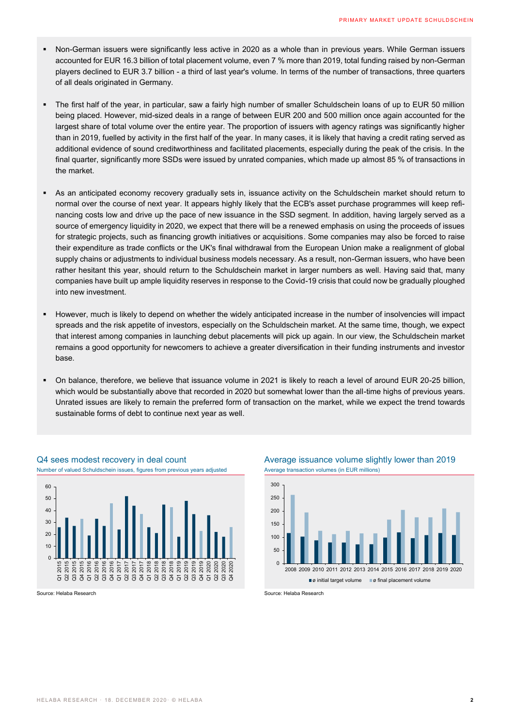- Non-German issuers were significantly less active in 2020 as a whole than in previous years. While German issuers accounted for EUR 16.3 billion of total placement volume, even 7 % more than 2019, total funding raised by non-German players declined to EUR 3.7 billion - a third of last year's volume. In terms of the number of transactions, three quarters of all deals originated in Germany.

- The first half of the year, in particular, saw a fairly high number of smaller Schuldschein loans of up to EUR 50 million being placed. However, mid-sized deals in a range of between EUR 200 and 500 million once again accounted for the largest share of total volume over the entire year. The proportion of issuers with agency ratings was significantly higher than in 2019, fuelled by activity in the first half of the year. In many cases, it is likely that having a credit rating served as additional evidence of sound creditworthiness and facilitated placements, especially during the peak of the crisis. In the final quarter, significantly more SSDs were issued by unrated companies, which made up almost 85 % of transactions in the market.

- As an anticipated economy recovery gradually sets in, issuance activity on the Schuldschein market should return to normal over the course of next year. It appears highly likely that the ECB's asset purchase programmes will keep refinancing costs low and drive up the pace of new issuance in the SSD segment. In addition, having largely served as a source of emergency liquidity in 2020, we expect that there will be a renewed emphasis on using the proceeds of issues for strategic projects, such as financing growth initiatives or acquisitions. Some companies may also be forced to raise their expenditure as trade conflicts or the UK's final withdrawal from the European Union make a realignment of global supply chains or adjustments to individual business models necessary. As a result, non-German issuers, who have been rather hesitant this year, should return to the Schuldschein market in larger numbers as well. Having said that, many companies have built up ample liquidity reserves in response to the Covid-19 crisis that could now be gradually ploughed into new investment.

- However, much is likely to depend on whether the widely anticipated increase in the number of insolvencies will impact spreads and the risk appetite of investors, especially on the Schuldschein market. At the same time, though, we expect that interest among companies in launching debut placements will pick up again. In our view, the Schuldschein market remains a good opportunity for newcomers to achieve a greater diversification in their funding instruments and investor base.

- On balance, therefore, we believe that issuance volume in 2021 is likely to reach a level of around EUR 20-25 billion, which would be substantially above that recorded in 2020 but somewhat lower than the all-time highs of previous years. Unrated issues are likely to remain the preferred form of transaction on the market, while we expect the trend towards sustainable forms of debt to continue next year as well.

### Q4 sees modest recovery in deal count

Number of valued Schuldschein issues, figures from previous years adjusted

Source: Helaba Research

### Average issuance volume slightly lower than 2019

Average transaction volumes (in EUR millions)

Source: Helaba Research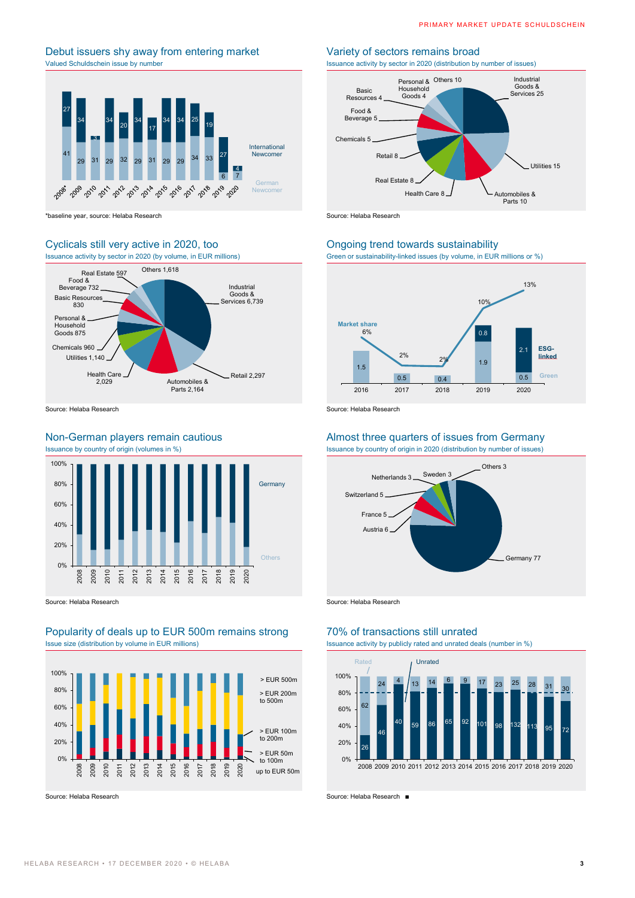## Debut issuers shy away from entering market

Valued Schuldschein issue by number

27
34
34
20
34
17
34
34
25
19
3
41
29
31
29
32
29
31
29
29
34
33
27
4
6
7

2008*
2009
2010
2011
2012
2013
2014
2015
2016
2017
2018
2019
2020

International Newcomer

German Newcomer

*baseline year, source: Helaba Research

## Variety of sectors remains broad

Issuance activity by sector in 2020 (distribution by number of issues)

Personal & Household Goods 4
Others 10
Industrial Goods & Services 25
Basic Resources 4
Food & Beverage 5
Chemicals 5
Retail 8
Utilities 15
Real Estate 8
Health Care 8
Automobiles & Parts 10

Source: Helaba Research

## Cyclicals still very active in 2020, too

Issuance activity by sector in 2020 (by volume, in EUR millions)

Real Estate 597
Others 1,618
Food & Beverage 732
Industrial Goods & Services 6,739
Basic Resources 830
Personal & Household Goods 875
Chemicals 960
Utilities 1,140
Health Care 2,029
Retail 2,297
Automobiles & Parts 2,164

Source: Helaba Research

## Ongoing trend towards sustainability

Green or sustainability-linked issues (by volume, in EUR millions or %)

Market share
6%
2%
2%
10%
13%
1.5
0.5
0.4
0.8
1.9
2.1
0.5
2016
2017
2018
2019
2020
ESG-linked
Green

Source: Helaba Research

## Non-German players remain cautious

Issuance by country of origin (volumes in %)

100%
80%
60%
40%
20%
0%
2008
2009
2010
2011
2012
2013
2014
2015
2016
2017
2018
2019
2020
Germany
Others

Source: Helaba Research

## Almost three quarters of issues from Germany

Issuance by country of origin in 2020 (distribution by number of issues)

Netherlands 3
Sweden 3
Others 3
Switzerland 5
France 5
Austria 6
Germany 77

Source: Helaba Research

## Popularity of deals up to EUR 500m remains strong

Issue size (distribution by volume in EUR millions)

100%
80%
60%
40%
20%
0%
2008
2009
2010
2011
2012
2013
2014
2015
2016
2017
2018
2019
2020
> EUR 500m
> EUR 200m to 500m
> EUR 100m to 200m
> EUR 50m to 100m
up to EUR 50m

Source: Helaba Research

## 70% of transactions still unrated

Issuance activity by publicly rated and unrated deals (number in %)

Rated
Unrated
100%
80%
60%
40%
20%
0%
62
26
24
46
4
40
13
59
14
86
6
65
9
92
17
101
23
98
25
132
28
113
31
95
30
72
2008
2009
2010
2011
2012
2013
2014
2015
2016
2017
2018
2019
2020

Source: Helaba Research ■